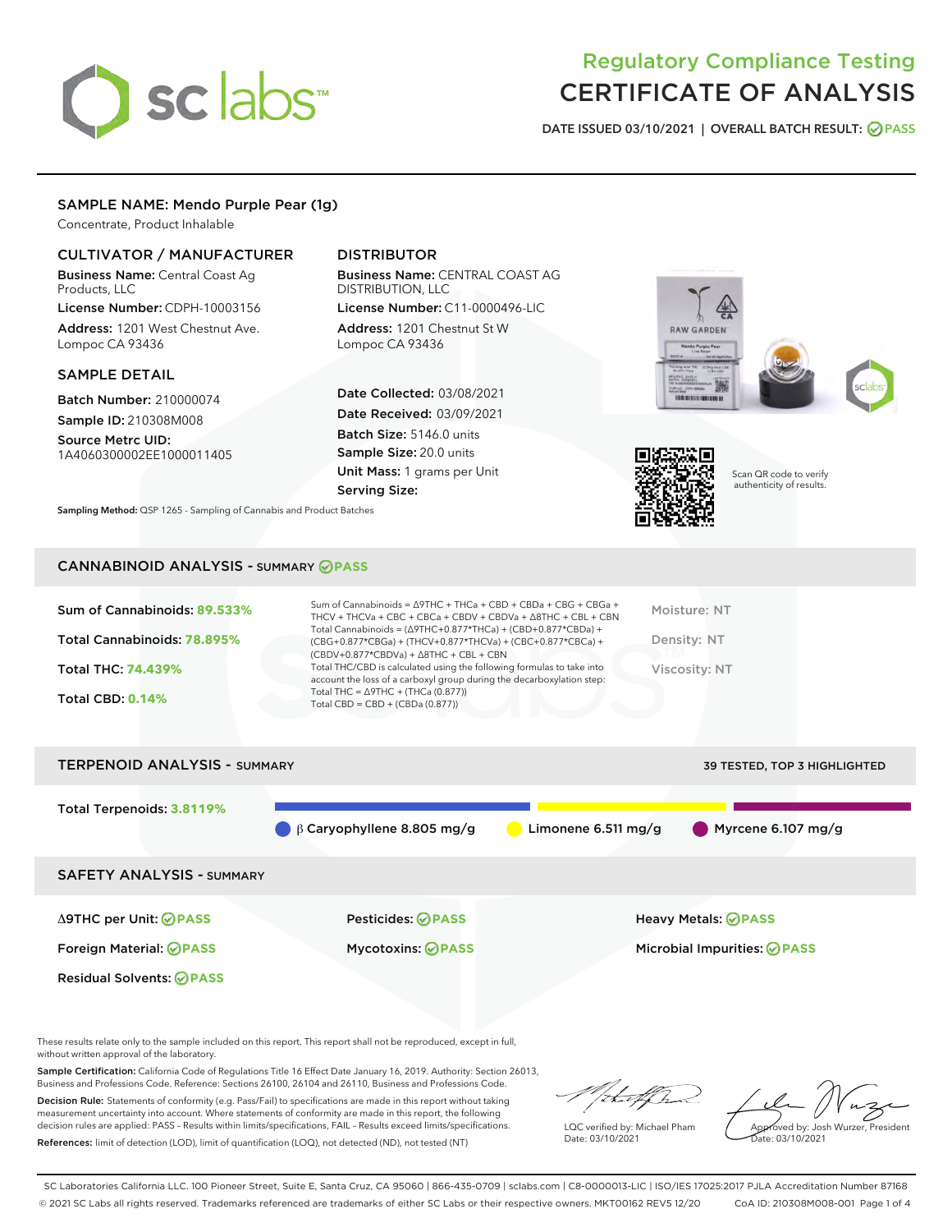# Regulatory Compliance Testing
# CERTIFICATE OF ANALYSIS

DATE ISSUED 03/10/2021 | OVERALL BATCH RESULT: PASS

## SAMPLE NAME: Mendo Purple Pear (1g)

Concentrate, Product Inhalable

### CULTIVATOR / MANUFACTURER

**Business Name:** Central Coast Ag Products, LLC

**License Number:** CDPH-10003156

**Address:** 1201 West Chestnut Ave. Lompoc CA 93436

### DISTRIBUTOR

**Business Name:** CENTRAL COAST AG DISTRIBUTION, LLC

**License Number:** C11-0000496-LIC

**Address:** 1201 Chestnut St W Lompoc CA 93436

### SAMPLE DETAIL

**Batch Number:** 210000074

**Sample ID:** 210308M008

**Source Metrc UID:** 1A4060300002EE1000011405

**Date Collected:** 03/08/2021

**Date Received:** 03/09/2021

**Batch Size:** 5146.0 units

**Sample Size:** 20.0 units

**Unit Mass:** 1 grams per Unit

**Serving Size:**

Scan QR code to verify authenticity of results.

**Sampling Method:** QSP 1265 - Sampling of Cannabis and Product Batches

## CANNABINOID ANALYSIS - SUMMARY PASS

Sum of Cannabinoids: **89.533%**

Total Cannabinoids: **78.895%**

Total THC: **74.439%**

Total CBD: **0.14%**

Sum of Cannabinoids = Δ9THC + THCa + CBD + CBDa + CBG + CBGa + THCV + THCVa + CBC + CBCa + CBDV + CBDVa + Δ8THC + CBL + CBN

Total Cannabinoids = (Δ9THC+0.877*THCa) + (CBD+0.877*CBDa) + (CBG+0.877*CBGa) + (THCV+0.877*THCVa) + (CBC+0.877*CBCa) + (CBDV+0.877*CBDVa) + Δ8THC + CBL + CBN

Total THC/CBD is calculated using the following formulas to take into account the loss of a carboxyl group during the decarboxylation step:

Total THC = Δ9THC + (THCa (0.877))

Total CBD = CBD + (CBDa (0.877))

Moisture: NT

Density: NT

Viscosity: NT

## TERPENOID ANALYSIS - SUMMARY

39 TESTED, TOP 3 HIGHLIGHTED

Total Terpenoids: **3.8119%**

β Caryophyllene 8.805 mg/g | Limonene 6.511 mg/g | Myrcene 6.107 mg/g

## SAFETY ANALYSIS - SUMMARY

| | | |
|---|---|---|
| Δ9THC per Unit: PASS | Pesticides: PASS | Heavy Metals: PASS |
| Foreign Material: PASS | Mycotoxins: PASS | Microbial Impurities: PASS |
| Residual Solvents: PASS | | |

These results relate only to the sample included on this report. This report shall not be reproduced, except in full, without written approval of the laboratory.

**Sample Certification:** California Code of Regulations Title 16 Effect Date January 16, 2019. Authority: Section 26013, Business and Professions Code. Reference: Sections 26100, 26104 and 26110, Business and Professions Code.

**Decision Rule:** Statements of conformity (e.g. Pass/Fail) to specifications are made in this report without taking measurement uncertainty into account. Where statements of conformity are made in this report, the following decision rules are applied: PASS – Results within limits/specifications, FAIL – Results exceed limits/specifications.

**References:** limit of detection (LOD), limit of quantification (LOQ), not detected (ND), not tested (NT)

LQC verified by: Michael Pham
Date: 03/10/2021

Approved by: Josh Wurzer, President
Date: 03/10/2021

SC Laboratories California LLC. 100 Pioneer Street, Suite E, Santa Cruz, CA 95060 | 866-435-0709 | sclabs.com | C8-0000013-LIC | ISO/IES 17025:2017 PJLA Accreditation Number 87168
© 2021 SC Labs all rights reserved. Trademarks referenced are trademarks of either SC Labs or their respective owners. MKT00162 REV5 12/20 CoA ID: 210308M008-001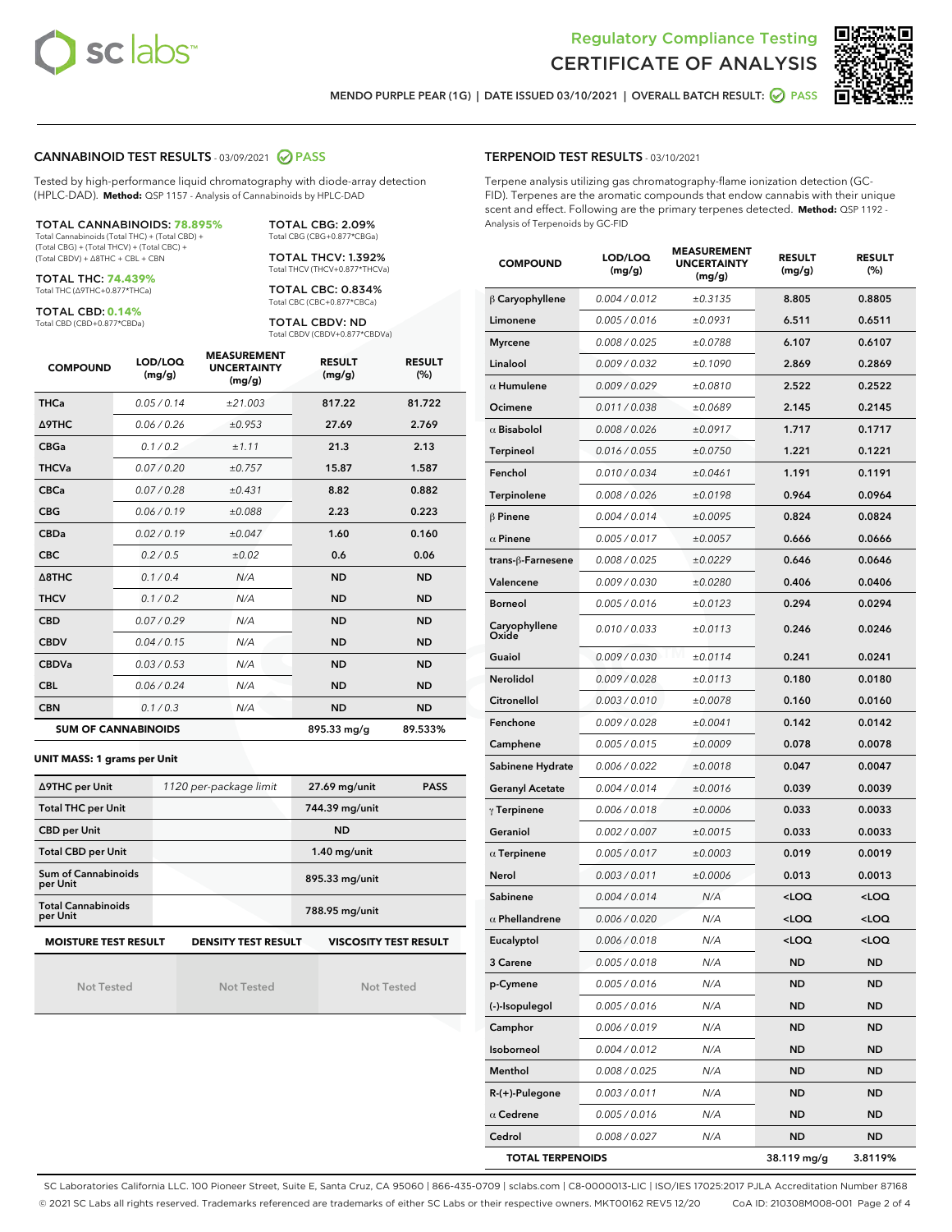Regulatory Compliance Testing
CERTIFICATE OF ANALYSIS

MENDO PURPLE PEAR (1G) | DATE ISSUED 03/10/2021 | OVERALL BATCH RESULT: PASS

## CANNABINOID TEST RESULTS - 03/09/2021 PASS

Tested by high-performance liquid chromatography with diode-array detection (HPLC-DAD). **Method:** QSP 1157 - Analysis of Cannabinoids by HPLC-DAD

**TOTAL CANNABINOIDS: 78.895%**
Total Cannabinoids (Total THC) + (Total CBD) + (Total CBG) + (Total THCV) + (Total CBC) + (Total CBDV) + Δ8THC + CBL + CBN

**TOTAL THC: 74.439%**
Total THC (Δ9THC+0.877*THCa)

**TOTAL CBD: 0.14%**
Total CBD (CBD+0.877*CBDa)

**TOTAL CBG: 2.09%**
Total CBG (CBG+0.877*CBGa)

**TOTAL THCV: 1.392%**
Total THCV (THCV+0.877*THCVa)

**TOTAL CBC: 0.834%**
Total CBC (CBC+0.877*CBCa)

**TOTAL CBDV: ND**
Total CBDV (CBDV+0.877*CBDVa)

| COMPOUND | LOD/LOQ (mg/g) | MEASUREMENT UNCERTAINTY (mg/g) | RESULT (mg/g) | RESULT (%) |
|---|---|---|---|---|
| THCa | 0.05 / 0.14 | ±21.003 | 817.22 | 81.722 |
| Δ9THC | 0.06 / 0.26 | ±0.953 | 27.69 | 2.769 |
| CBGa | 0.1 / 0.2 | ±1.11 | 21.3 | 2.13 |
| THCVa | 0.07 / 0.20 | ±0.757 | 15.87 | 1.587 |
| CBCa | 0.07 / 0.28 | ±0.431 | 8.82 | 0.882 |
| CBG | 0.06 / 0.19 | ±0.088 | 2.23 | 0.223 |
| CBDa | 0.02 / 0.19 | ±0.047 | 1.60 | 0.160 |
| CBC | 0.2 / 0.5 | ±0.02 | 0.6 | 0.06 |
| Δ8THC | 0.1 / 0.4 | N/A | ND | ND |
| THCV | 0.1 / 0.2 | N/A | ND | ND |
| CBD | 0.07 / 0.29 | N/A | ND | ND |
| CBDV | 0.04 / 0.15 | N/A | ND | ND |
| CBDVa | 0.03 / 0.53 | N/A | ND | ND |
| CBL | 0.06 / 0.24 | N/A | ND | ND |
| CBN | 0.1 / 0.3 | N/A | ND | ND |
| **SUM OF CANNABINOIDS** | | | **895.33 mg/g** | **89.533%** |

**UNIT MASS: 1 grams per Unit**

| | | | |
|---|---|---|---|
| Δ9THC per Unit | 1120 per-package limit | 27.69 mg/unit | PASS |
| Total THC per Unit | | 744.39 mg/unit | |
| CBD per Unit | | ND | |
| Total CBD per Unit | | 1.40 mg/unit | |
| Sum of Cannabinoids per Unit | | 895.33 mg/unit | |
| Total Cannabinoids per Unit | | 788.95 mg/unit | |

| MOISTURE TEST RESULT | DENSITY TEST RESULT | VISCOSITY TEST RESULT |
|---|---|---|
| Not Tested | Not Tested | Not Tested |

## TERPENOID TEST RESULTS - 03/10/2021

Terpene analysis utilizing gas chromatography-flame ionization detection (GC-FID). Terpenes are the aromatic compounds that endow cannabis with their unique scent and effect. Following are the primary terpenes detected. **Method:** QSP 1192 - Analysis of Terpenoids by GC-FID

| COMPOUND | LOD/LOQ (mg/g) | MEASUREMENT UNCERTAINTY (mg/g) | RESULT (mg/g) | RESULT (%) |
|---|---|---|---|---|
| β Caryophyllene | 0.004 / 0.012 | ±0.3135 | 8.805 | 0.8805 |
| Limonene | 0.005 / 0.016 | ±0.0931 | 6.511 | 0.6511 |
| Myrcene | 0.008 / 0.025 | ±0.0788 | 6.107 | 0.6107 |
| Linalool | 0.009 / 0.032 | ±0.1090 | 2.869 | 0.2869 |
| α Humulene | 0.009 / 0.029 | ±0.0810 | 2.522 | 0.2522 |
| Ocimene | 0.011 / 0.038 | ±0.0689 | 2.145 | 0.2145 |
| α Bisabolol | 0.008 / 0.026 | ±0.0917 | 1.717 | 0.1717 |
| Terpineol | 0.016 / 0.055 | ±0.0750 | 1.221 | 0.1221 |
| Fenchol | 0.010 / 0.034 | ±0.0461 | 1.191 | 0.1191 |
| Terpinolene | 0.008 / 0.026 | ±0.0198 | 0.964 | 0.0964 |
| β Pinene | 0.004 / 0.014 | ±0.0095 | 0.824 | 0.0824 |
| α Pinene | 0.005 / 0.017 | ±0.0057 | 0.666 | 0.0666 |
| trans-β-Farnesene | 0.008 / 0.025 | ±0.0229 | 0.646 | 0.0646 |
| Valencene | 0.009 / 0.030 | ±0.0280 | 0.406 | 0.0406 |
| Borneol | 0.005 / 0.016 | ±0.0123 | 0.294 | 0.0294 |
| Caryophyllene Oxide | 0.010 / 0.033 | ±0.0113 | 0.246 | 0.0246 |
| Guaiol | 0.009 / 0.030 | ±0.0114 | 0.241 | 0.0241 |
| Nerolidol | 0.009 / 0.028 | ±0.0113 | 0.180 | 0.0180 |
| Citronellol | 0.003 / 0.010 | ±0.0078 | 0.160 | 0.0160 |
| Fenchone | 0.009 / 0.028 | ±0.0041 | 0.142 | 0.0142 |
| Camphene | 0.005 / 0.015 | ±0.0009 | 0.078 | 0.0078 |
| Sabinene Hydrate | 0.006 / 0.022 | ±0.0018 | 0.047 | 0.0047 |
| Geranyl Acetate | 0.004 / 0.014 | ±0.0016 | 0.039 | 0.0039 |
| γ Terpinene | 0.006 / 0.018 | ±0.0006 | 0.033 | 0.0033 |
| Geraniol | 0.002 / 0.007 | ±0.0015 | 0.033 | 0.0033 |
| α Terpinene | 0.005 / 0.017 | ±0.0003 | 0.019 | 0.0019 |
| Nerol | 0.003 / 0.011 | ±0.0006 | 0.013 | 0.0013 |
| Sabinene | 0.004 / 0.014 | N/A | <LOQ | <LOQ |
| α Phellandrene | 0.006 / 0.020 | N/A | <LOQ | <LOQ |
| Eucalyptol | 0.006 / 0.018 | N/A | <LOQ | <LOQ |
| 3 Carene | 0.005 / 0.018 | N/A | ND | ND |
| p-Cymene | 0.005 / 0.016 | N/A | ND | ND |
| (-)-Isopulegol | 0.005 / 0.016 | N/A | ND | ND |
| Camphor | 0.006 / 0.019 | N/A | ND | ND |
| Isoborneol | 0.004 / 0.012 | N/A | ND | ND |
| Menthol | 0.008 / 0.025 | N/A | ND | ND |
| R-(+)-Pulegone | 0.003 / 0.011 | N/A | ND | ND |
| α Cedrene | 0.005 / 0.016 | N/A | ND | ND |
| Cedrol | 0.008 / 0.027 | N/A | ND | ND |
| **TOTAL TERPENOIDS** | | | **38.119 mg/g** | **3.8119%** |

SC Laboratories California LLC. 100 Pioneer Street, Suite E, Santa Cruz, CA 95060 | 866-435-0709 | sclabs.com | C8-0000013-LIC | ISO/IES 17025:2017 PJLA Accreditation Number 87168
© 2021 SC Labs all rights reserved. Trademarks referenced are trademarks of either SC Labs or their respective owners. MKT00162 REV5 12/20 CoA ID: 210308M008-001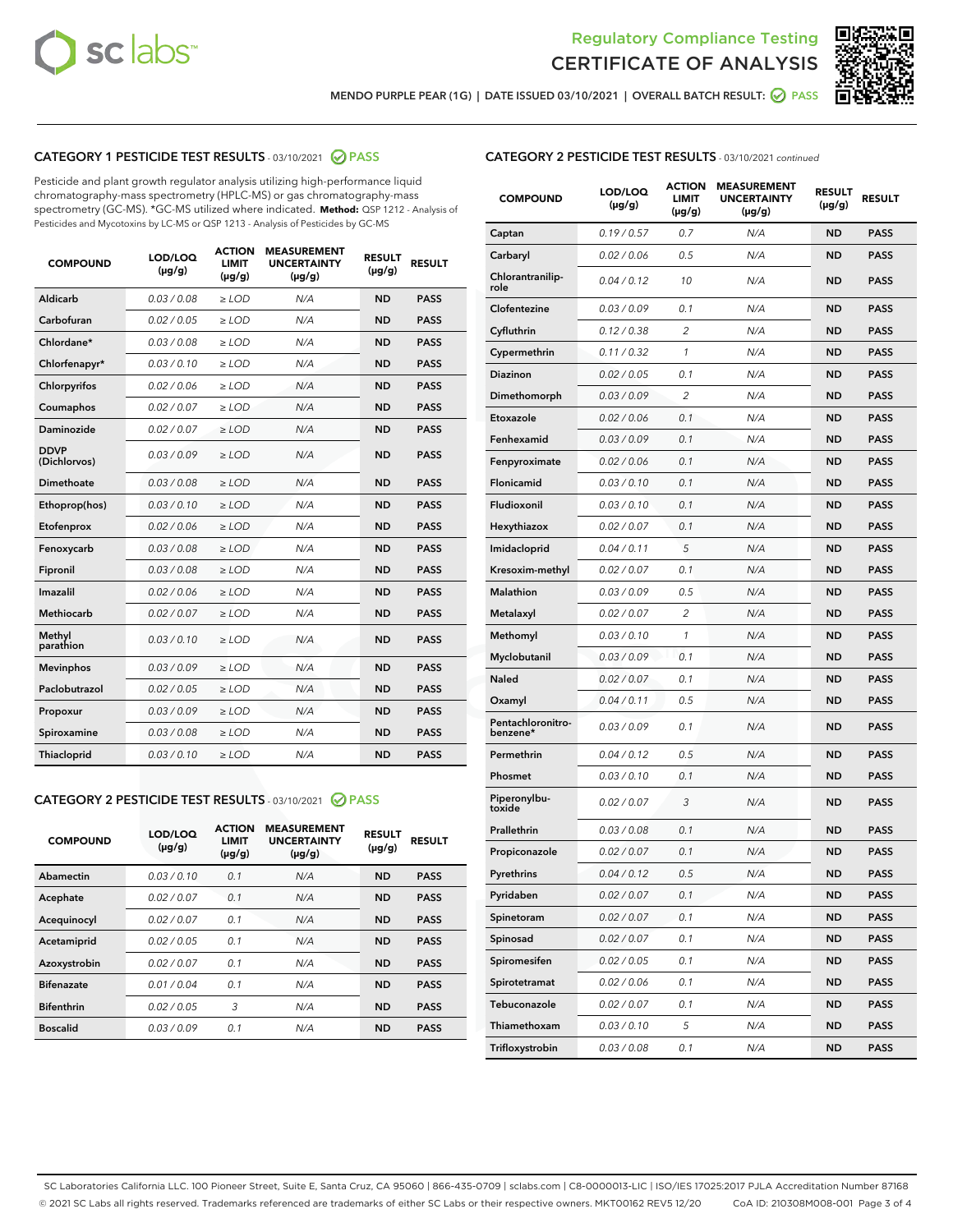Regulatory Compliance Testing

# CERTIFICATE OF ANALYSIS

MENDO PURPLE PEAR (1G) | DATE ISSUED 03/10/2021 | OVERALL BATCH RESULT: PASS

## CATEGORY 1 PESTICIDE TEST RESULTS - 03/10/2021 PASS

Pesticide and plant growth regulator analysis utilizing high-performance liquid chromatography-mass spectrometry (HPLC-MS) or gas chromatography-mass spectrometry (GC-MS). *GC-MS utilized where indicated. **Method:** QSP 1212 - Analysis of Pesticides and Mycotoxins by LC-MS or QSP 1213 - Analysis of Pesticides by GC-MS

| COMPOUND | LOD/LOQ (µg/g) | ACTION LIMIT (µg/g) | MEASUREMENT UNCERTAINTY (µg/g) | RESULT (µg/g) | RESULT |
|---|---|---|---|---|---|
| Aldicarb | 0.03 / 0.08 | ≥ LOD | N/A | ND | PASS |
| Carbofuran | 0.02 / 0.05 | ≥ LOD | N/A | ND | PASS |
| Chlordane* | 0.03 / 0.08 | ≥ LOD | N/A | ND | PASS |
| Chlorfenapyr* | 0.03 / 0.10 | ≥ LOD | N/A | ND | PASS |
| Chlorpyrifos | 0.02 / 0.06 | ≥ LOD | N/A | ND | PASS |
| Coumaphos | 0.02 / 0.07 | ≥ LOD | N/A | ND | PASS |
| Daminozide | 0.02 / 0.07 | ≥ LOD | N/A | ND | PASS |
| DDVP (Dichlorvos) | 0.03 / 0.09 | ≥ LOD | N/A | ND | PASS |
| Dimethoate | 0.03 / 0.08 | ≥ LOD | N/A | ND | PASS |
| Ethoprop(hos) | 0.03 / 0.10 | ≥ LOD | N/A | ND | PASS |
| Etofenprox | 0.02 / 0.06 | ≥ LOD | N/A | ND | PASS |
| Fenoxycarb | 0.03 / 0.08 | ≥ LOD | N/A | ND | PASS |
| Fipronil | 0.03 / 0.08 | ≥ LOD | N/A | ND | PASS |
| Imazalil | 0.02 / 0.06 | ≥ LOD | N/A | ND | PASS |
| Methiocarb | 0.02 / 0.07 | ≥ LOD | N/A | ND | PASS |
| Methyl parathion | 0.03 / 0.10 | ≥ LOD | N/A | ND | PASS |
| Mevinphos | 0.03 / 0.09 | ≥ LOD | N/A | ND | PASS |
| Paclobutrazol | 0.02 / 0.05 | ≥ LOD | N/A | ND | PASS |
| Propoxur | 0.03 / 0.09 | ≥ LOD | N/A | ND | PASS |
| Spiroxamine | 0.03 / 0.08 | ≥ LOD | N/A | ND | PASS |
| Thiacloprid | 0.03 / 0.10 | ≥ LOD | N/A | ND | PASS |

## CATEGORY 2 PESTICIDE TEST RESULTS - 03/10/2021 PASS

| COMPOUND | LOD/LOQ (µg/g) | ACTION LIMIT (µg/g) | MEASUREMENT UNCERTAINTY (µg/g) | RESULT (µg/g) | RESULT |
|---|---|---|---|---|---|
| Abamectin | 0.03 / 0.10 | 0.1 | N/A | ND | PASS |
| Acephate | 0.02 / 0.07 | 0.1 | N/A | ND | PASS |
| Acequinocyl | 0.02 / 0.07 | 0.1 | N/A | ND | PASS |
| Acetamiprid | 0.02 / 0.05 | 0.1 | N/A | ND | PASS |
| Azoxystrobin | 0.02 / 0.07 | 0.1 | N/A | ND | PASS |
| Bifenazate | 0.01 / 0.04 | 0.1 | N/A | ND | PASS |
| Bifenthrin | 0.02 / 0.05 | 3 | N/A | ND | PASS |
| Boscalid | 0.03 / 0.09 | 0.1 | N/A | ND | PASS |
| Captan | 0.19 / 0.57 | 0.7 | N/A | ND | PASS |
| Carbaryl | 0.02 / 0.06 | 0.5 | N/A | ND | PASS |
| Chlorantraniliprole | 0.04 / 0.12 | 10 | N/A | ND | PASS |
| Clofentezine | 0.03 / 0.09 | 0.1 | N/A | ND | PASS |
| Cyfluthrin | 0.12 / 0.38 | 2 | N/A | ND | PASS |
| Cypermethrin | 0.11 / 0.32 | 1 | N/A | ND | PASS |
| Diazinon | 0.02 / 0.05 | 0.1 | N/A | ND | PASS |
| Dimethomorph | 0.03 / 0.09 | 2 | N/A | ND | PASS |
| Etoxazole | 0.02 / 0.06 | 0.1 | N/A | ND | PASS |
| Fenhexamid | 0.03 / 0.09 | 0.1 | N/A | ND | PASS |
| Fenpyroximate | 0.02 / 0.06 | 0.1 | N/A | ND | PASS |
| Flonicamid | 0.03 / 0.10 | 0.1 | N/A | ND | PASS |
| Fludioxonil | 0.03 / 0.10 | 0.1 | N/A | ND | PASS |
| Hexythiazox | 0.02 / 0.07 | 0.1 | N/A | ND | PASS |
| Imidacloprid | 0.04 / 0.11 | 5 | N/A | ND | PASS |
| Kresoxim-methyl | 0.02 / 0.07 | 0.1 | N/A | ND | PASS |
| Malathion | 0.03 / 0.09 | 0.5 | N/A | ND | PASS |
| Metalaxyl | 0.02 / 0.07 | 2 | N/A | ND | PASS |
| Methomyl | 0.03 / 0.10 | 1 | N/A | ND | PASS |
| Myclobutanil | 0.03 / 0.09 | 0.1 | N/A | ND | PASS |
| Naled | 0.02 / 0.07 | 0.1 | N/A | ND | PASS |
| Oxamyl | 0.04 / 0.11 | 0.5 | N/A | ND | PASS |
| Pentachloronitrobenzene* | 0.03 / 0.09 | 0.1 | N/A | ND | PASS |
| Permethrin | 0.04 / 0.12 | 0.5 | N/A | ND | PASS |
| Phosmet | 0.03 / 0.10 | 0.1 | N/A | ND | PASS |
| Piperonylbutoxide | 0.02 / 0.07 | 3 | N/A | ND | PASS |
| Prallethrin | 0.03 / 0.08 | 0.1 | N/A | ND | PASS |
| Propiconazole | 0.02 / 0.07 | 0.1 | N/A | ND | PASS |
| Pyrethrins | 0.04 / 0.12 | 0.5 | N/A | ND | PASS |
| Pyridaben | 0.02 / 0.07 | 0.1 | N/A | ND | PASS |
| Spinetoram | 0.02 / 0.07 | 0.1 | N/A | ND | PASS |
| Spinosad | 0.02 / 0.07 | 0.1 | N/A | ND | PASS |
| Spiromesifen | 0.02 / 0.05 | 0.1 | N/A | ND | PASS |
| Spirotetramat | 0.02 / 0.06 | 0.1 | N/A | ND | PASS |
| Tebuconazole | 0.02 / 0.07 | 0.1 | N/A | ND | PASS |
| Thiamethoxam | 0.03 / 0.10 | 5 | N/A | ND | PASS |
| Trifloxystrobin | 0.03 / 0.08 | 0.1 | N/A | ND | PASS |

SC Laboratories California LLC. 100 Pioneer Street, Suite E, Santa Cruz, CA 95060 | 866-435-0709 | sclabs.com | C8-0000013-LIC | ISO/IES 17025:2017 PJLA Accreditation Number 87168
© 2021 SC Labs all rights reserved. Trademarks referenced are trademarks of either SC Labs or their respective owners. MKT00162 REV5 12/20 CoA ID: 210308M008-001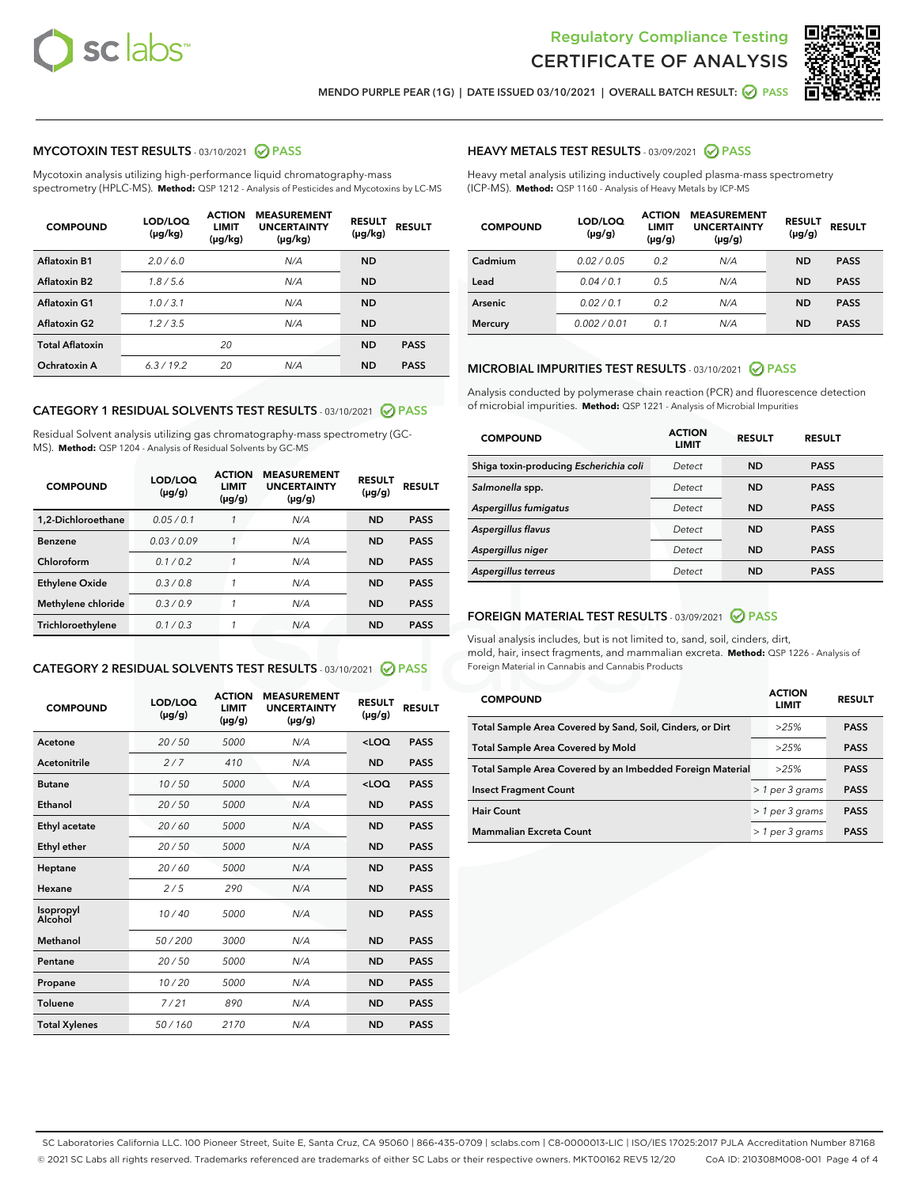Regulatory Compliance Testing

# CERTIFICATE OF ANALYSIS

MENDO PURPLE PEAR (1G) | DATE ISSUED 03/10/2021 | OVERALL BATCH RESULT: PASS

## MYCOTOXIN TEST RESULTS - 03/10/2021 PASS

Mycotoxin analysis utilizing high-performance liquid chromatography-mass spectrometry (HPLC-MS). **Method:** QSP 1212 - Analysis of Pesticides and Mycotoxins by LC-MS

| COMPOUND | LOD/LOQ (μg/kg) | ACTION LIMIT (μg/kg) | MEASUREMENT UNCERTAINTY (μg/kg) | RESULT (μg/kg) | RESULT |
|---|---|---|---|---|---|
| Aflatoxin B1 | 2.0 / 6.0 | | N/A | ND | |
| Aflatoxin B2 | 1.8 / 5.6 | | N/A | ND | |
| Aflatoxin G1 | 1.0 / 3.1 | | N/A | ND | |
| Aflatoxin G2 | 1.2 / 3.5 | | N/A | ND | |
| Total Aflatoxin | | 20 | | ND | PASS |
| Ochratoxin A | 6.3 / 19.2 | 20 | N/A | ND | PASS |

## CATEGORY 1 RESIDUAL SOLVENTS TEST RESULTS - 03/10/2021 PASS

Residual Solvent analysis utilizing gas chromatography-mass spectrometry (GC-MS). **Method:** QSP 1204 - Analysis of Residual Solvents by GC-MS

| COMPOUND | LOD/LOQ (μg/g) | ACTION LIMIT (μg/g) | MEASUREMENT UNCERTAINTY (μg/g) | RESULT (μg/g) | RESULT |
|---|---|---|---|---|---|
| 1,2-Dichloroethane | 0.05 / 0.1 | 1 | N/A | ND | PASS |
| Benzene | 0.03 / 0.09 | 1 | N/A | ND | PASS |
| Chloroform | 0.1 / 0.2 | 1 | N/A | ND | PASS |
| Ethylene Oxide | 0.3 / 0.8 | 1 | N/A | ND | PASS |
| Methylene chloride | 0.3 / 0.9 | 1 | N/A | ND | PASS |
| Trichloroethylene | 0.1 / 0.3 | 1 | N/A | ND | PASS |

## CATEGORY 2 RESIDUAL SOLVENTS TEST RESULTS - 03/10/2021 PASS

| COMPOUND | LOD/LOQ (μg/g) | ACTION LIMIT (μg/g) | MEASUREMENT UNCERTAINTY (μg/g) | RESULT (μg/g) | RESULT |
|---|---|---|---|---|---|
| Acetone | 20 / 50 | 5000 | N/A | <LOQ | PASS |
| Acetonitrile | 2 / 7 | 410 | N/A | ND | PASS |
| Butane | 10 / 50 | 5000 | N/A | <LOQ | PASS |
| Ethanol | 20 / 50 | 5000 | N/A | ND | PASS |
| Ethyl acetate | 20 / 60 | 5000 | N/A | ND | PASS |
| Ethyl ether | 20 / 50 | 5000 | N/A | ND | PASS |
| Heptane | 20 / 60 | 5000 | N/A | ND | PASS |
| Hexane | 2 / 5 | 290 | N/A | ND | PASS |
| Isopropyl Alcohol | 10 / 40 | 5000 | N/A | ND | PASS |
| Methanol | 50 / 200 | 3000 | N/A | ND | PASS |
| Pentane | 20 / 50 | 5000 | N/A | ND | PASS |
| Propane | 10 / 20 | 5000 | N/A | ND | PASS |
| Toluene | 7 / 21 | 890 | N/A | ND | PASS |
| Total Xylenes | 50 / 160 | 2170 | N/A | ND | PASS |

## HEAVY METALS TEST RESULTS - 03/09/2021 PASS

Heavy metal analysis utilizing inductively coupled plasma-mass spectrometry (ICP-MS). **Method:** QSP 1160 - Analysis of Heavy Metals by ICP-MS

| COMPOUND | LOD/LOQ (μg/g) | ACTION LIMIT (μg/g) | MEASUREMENT UNCERTAINTY (μg/g) | RESULT (μg/g) | RESULT |
|---|---|---|---|---|---|
| Cadmium | 0.02 / 0.05 | 0.2 | N/A | ND | PASS |
| Lead | 0.04 / 0.1 | 0.5 | N/A | ND | PASS |
| Arsenic | 0.02 / 0.1 | 0.2 | N/A | ND | PASS |
| Mercury | 0.002 / 0.01 | 0.1 | N/A | ND | PASS |

## MICROBIAL IMPURITIES TEST RESULTS - 03/10/2021 PASS

Analysis conducted by polymerase chain reaction (PCR) and fluorescence detection of microbial impurities. **Method:** QSP 1221 - Analysis of Microbial Impurities

| COMPOUND | ACTION LIMIT | RESULT | RESULT |
|---|---|---|---|
| *Shiga toxin-producing Escherichia coli* | Detect | ND | PASS |
| *Salmonella* spp. | Detect | ND | PASS |
| *Aspergillus fumigatus* | Detect | ND | PASS |
| *Aspergillus flavus* | Detect | ND | PASS |
| *Aspergillus niger* | Detect | ND | PASS |
| *Aspergillus terreus* | Detect | ND | PASS |

## FOREIGN MATERIAL TEST RESULTS - 03/09/2021 PASS

Visual analysis includes, but is not limited to, sand, soil, cinders, dirt, mold, hair, insect fragments, and mammalian excreta. **Method:** QSP 1226 - Analysis of Foreign Material in Cannabis and Cannabis Products

| COMPOUND | ACTION LIMIT | RESULT |
|---|---|---|
| Total Sample Area Covered by Sand, Soil, Cinders, or Dirt | >25% | PASS |
| Total Sample Area Covered by Mold | >25% | PASS |
| Total Sample Area Covered by an Imbedded Foreign Material | >25% | PASS |
| Insect Fragment Count | > 1 per 3 grams | PASS |
| Hair Count | > 1 per 3 grams | PASS |
| Mammalian Excreta Count | > 1 per 3 grams | PASS |

SC Laboratories California LLC. 100 Pioneer Street, Suite E, Santa Cruz, CA 95060 | 866-435-0709 | sclabs.com | C8-0000013-LIC | ISO/IES 17025:2017 PJLA Accreditation Number 87168
© 2021 SC Labs all rights reserved. Trademarks referenced are trademarks of either SC Labs or their respective owners. MKT00162 REV5 12/20 CoA ID: 210308M008-001